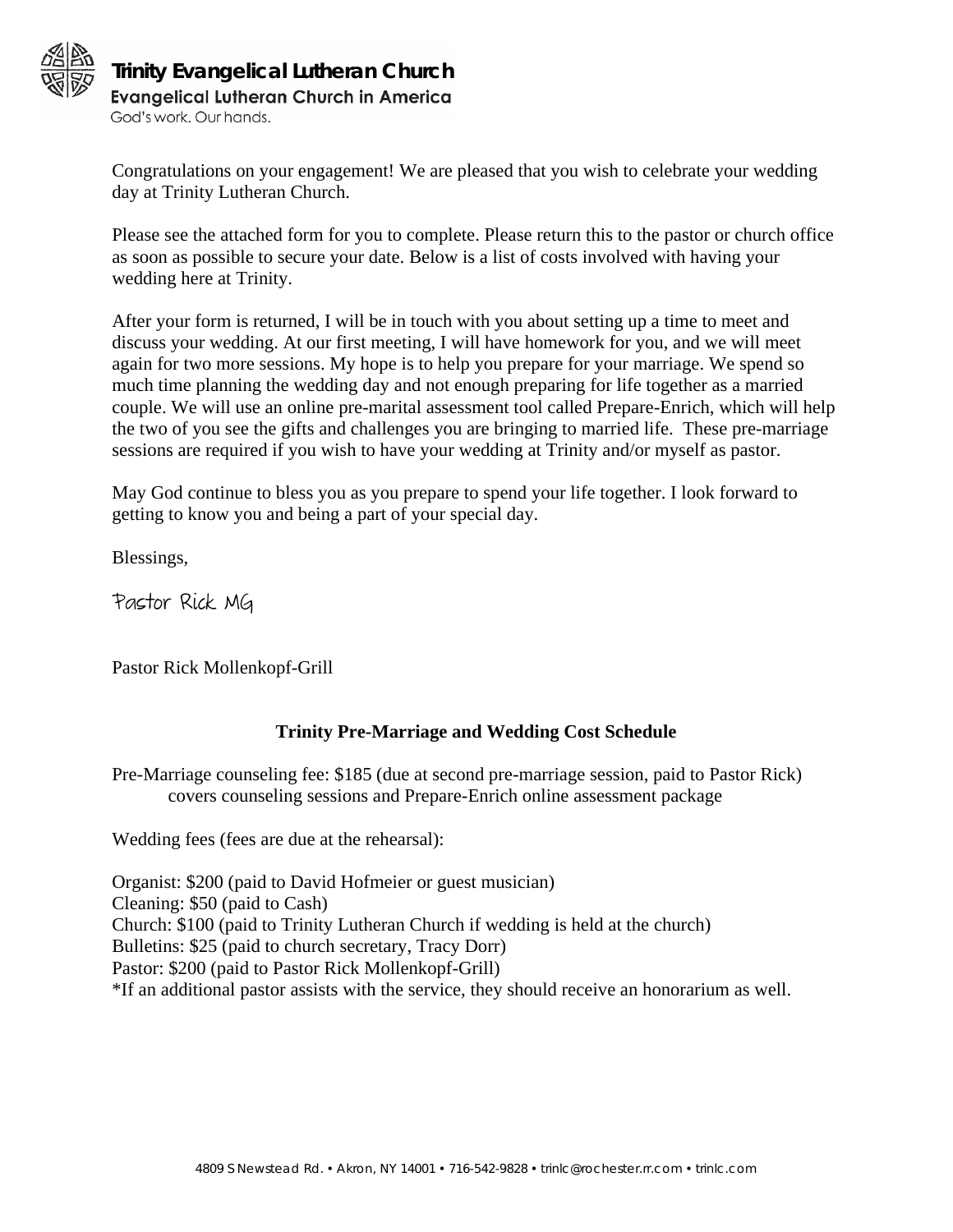**Trinity Evangelical Lutheran Church**
**Evangelical Lutheran Church in America**
God's work. Our hands.

Congratulations on your engagement! We are pleased that you wish to celebrate your wedding day at Trinity Lutheran Church.

Please see the attached form for you to complete. Please return this to the pastor or church office as soon as possible to secure your date. Below is a list of costs involved with having your wedding here at Trinity.

After your form is returned, I will be in touch with you about setting up a time to meet and discuss your wedding. At our first meeting, I will have homework for you, and we will meet again for two more sessions. My hope is to help you prepare for your marriage. We spend so much time planning the wedding day and not enough preparing for life together as a married couple. We will use an online pre-marital assessment tool called Prepare-Enrich, which will help the two of you see the gifts and challenges you are bringing to married life. These pre-marriage sessions are required if you wish to have your wedding at Trinity and/or myself as pastor.

May God continue to bless you as you prepare to spend your life together. I look forward to getting to know you and being a part of your special day.

Blessings,

Pastor Rick MG

Pastor Rick Mollenkopf-Grill

## Trinity Pre-Marriage and Wedding Cost Schedule

Pre-Marriage counseling fee: $185 (due at second pre-marriage session, paid to Pastor Rick)
covers counseling sessions and Prepare-Enrich online assessment package

Wedding fees (fees are due at the rehearsal):

Organist: $200 (paid to David Hofmeier or guest musician)
Cleaning: $50 (paid to Cash)
Church: $100 (paid to Trinity Lutheran Church if wedding is held at the church)
Bulletins: $25 (paid to church secretary, Tracy Dorr)
Pastor: $200 (paid to Pastor Rick Mollenkopf-Grill)
*If an additional pastor assists with the service, they should receive an honorarium as well.

4809 S Newstead Rd. • Akron, NY 14001 • 716-542-9828 • trinlc@rochester.rr.com • trinlc.com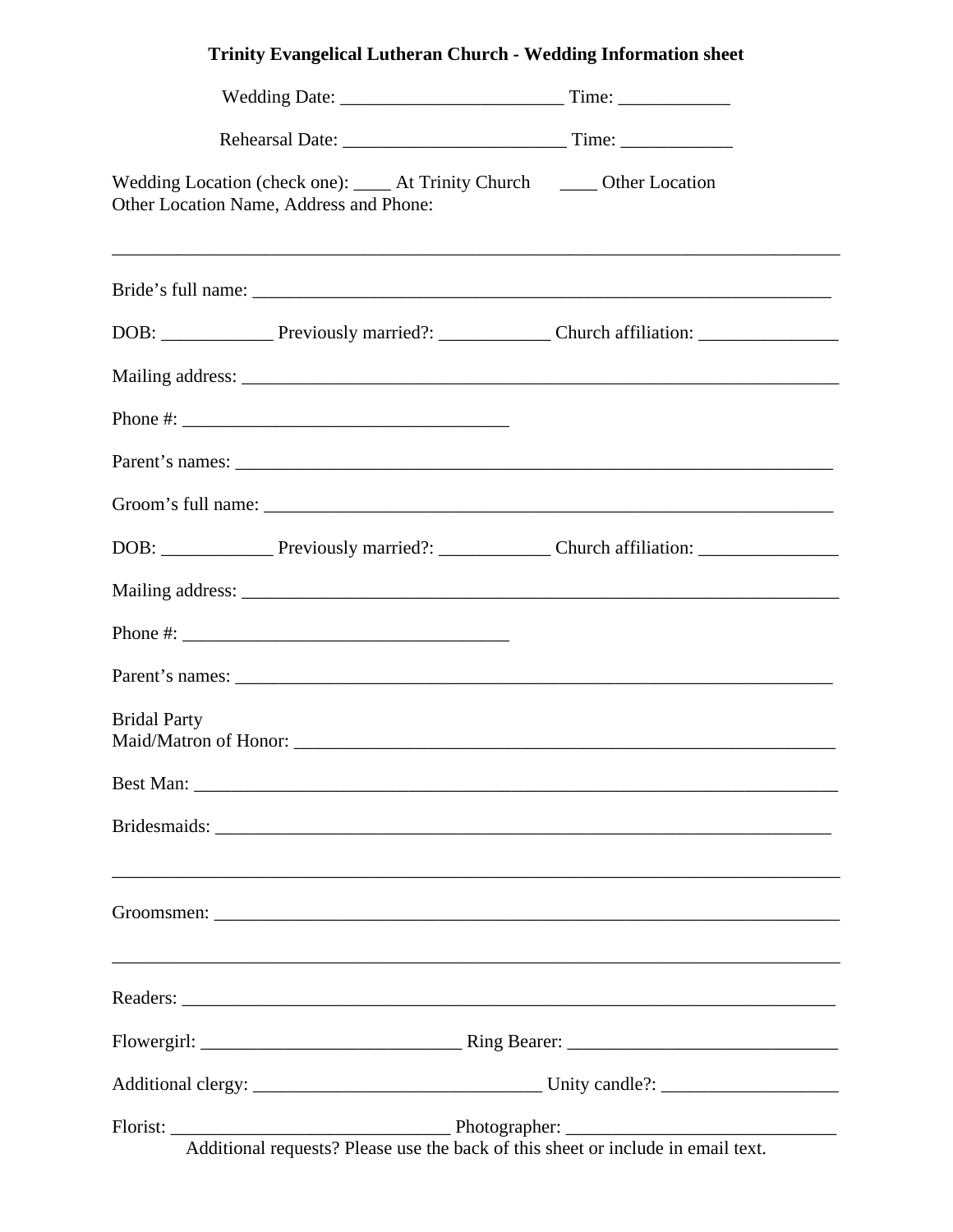**Trinity Evangelical Lutheran Church - Wedding Information sheet**

Wedding Date: ________________________ Time: ____________

Rehearsal Date: ________________________ Time: ____________

Wedding Location (check one): ____ At Trinity Church ____ Other Location
Other Location Name, Address and Phone:

________________________________________________________________________________

Bride's full name: ______________________________________________________________

DOB: ____________ Previously married?: ____________ Church affiliation: _______________

Mailing address: _______________________________________________________________

Phone #: ___________________________________

Parent's names: ________________________________________________________________

Groom's full name: ______________________________________________________________

DOB: ____________ Previously married?: ____________ Church affiliation: _______________

Mailing address: _______________________________________________________________

Phone #: ___________________________________

Parent's names: ________________________________________________________________

Bridal Party
Maid/Matron of Honor: ___________________________________________________________

Best Man: _____________________________________________________________________

Bridesmaids: ___________________________________________________________________

________________________________________________________________________________

Groomsmen: ___________________________________________________________________

________________________________________________________________________________

Readers: _______________________________________________________________________

Flowergirl: ____________________________ Ring Bearer: _____________________________

Additional clergy: _______________________________ Unity candle?: ___________________

Florist: ______________________________ Photographer: ____________________________

Additional requests? Please use the back of this sheet or include in email text.